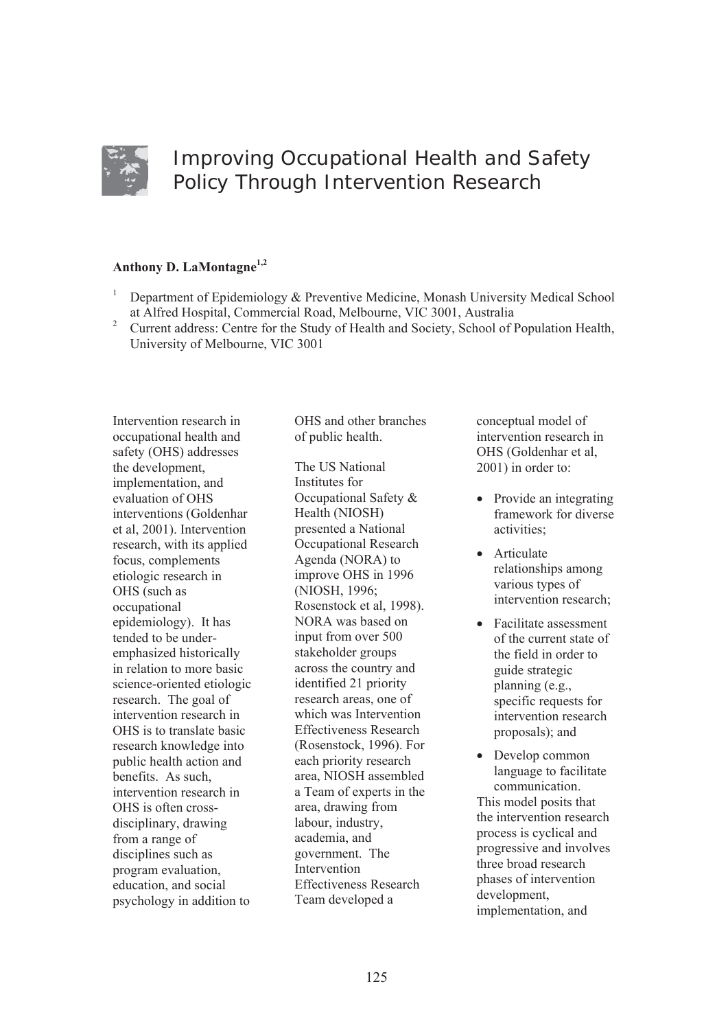# Improving Occupational Health and Safety Policy Through Intervention Research

**Anthony D. LaMontagne[1,2]**

[1] Department of Epidemiology & Preventive Medicine, Monash University Medical School at Alfred Hospital, Commercial Road, Melbourne, VIC 3001, Australia

[2] Current address: Centre for the Study of Health and Society, School of Population Health, University of Melbourne, VIC 3001

Intervention research in occupational health and safety (OHS) addresses the development, implementation, and evaluation of OHS interventions (Goldenhar et al, 2001). Intervention research, with its applied focus, complements etiologic research in OHS (such as occupational epidemiology). It has tended to be under-emphasized historically in relation to more basic science-oriented etiologic research. The goal of intervention research in OHS is to translate basic research knowledge into public health action and benefits. As such, intervention research in OHS is often cross-disciplinary, drawing from a range of disciplines such as program evaluation, education, and social psychology in addition to OHS and other branches of public health.

The US National Institutes for Occupational Safety & Health (NIOSH) presented a National Occupational Research Agenda (NORA) to improve OHS in 1996 (NIOSH, 1996; Rosenstock et al, 1998). NORA was based on input from over 500 stakeholder groups across the country and identified 21 priority research areas, one of which was Intervention Effectiveness Research (Rosenstock, 1996). For each priority research area, NIOSH assembled a Team of experts in the area, drawing from labour, industry, academia, and government. The Intervention Effectiveness Research Team developed a conceptual model of intervention research in OHS (Goldenhar et al, 2001) in order to:

- Provide an integrating framework for diverse activities;
- Articulate relationships among various types of intervention research;
- Facilitate assessment of the current state of the field in order to guide strategic planning (e.g., specific requests for intervention research proposals); and
- Develop common language to facilitate communication.

This model posits that the intervention research process is cyclical and progressive and involves three broad research phases of intervention development, implementation, and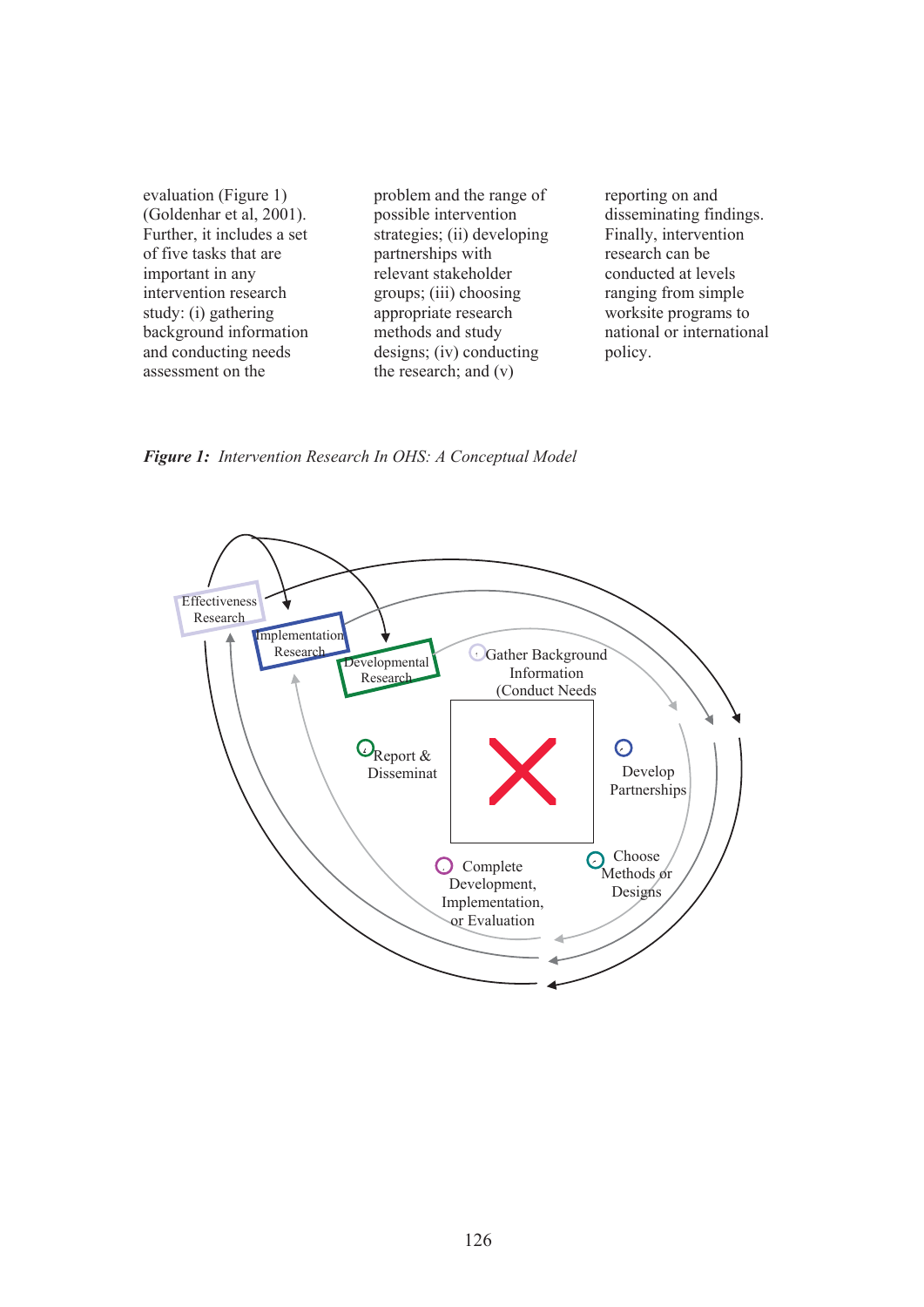evaluation (Figure 1) (Goldenhar et al, 2001). Further, it includes a set of five tasks that are important in any intervention research study: (i) gathering background information and conducting needs assessment on the problem and the range of possible intervention strategies; (ii) developing partnerships with relevant stakeholder groups; (iii) choosing appropriate research methods and study designs; (iv) conducting the research; and (v) reporting on and disseminating findings. Finally, intervention research can be conducted at levels ranging from simple worksite programs to national or international policy.

***Figure 1:** Intervention Research In OHS: A Conceptual Model*

Effectiveness Research

Implementation Research

Developmental Research

Gather Background Information (Conduct Needs

Develop Partnerships

Choose Methods or Designs

Complete Development, Implementation, or Evaluation

Report & Disseminat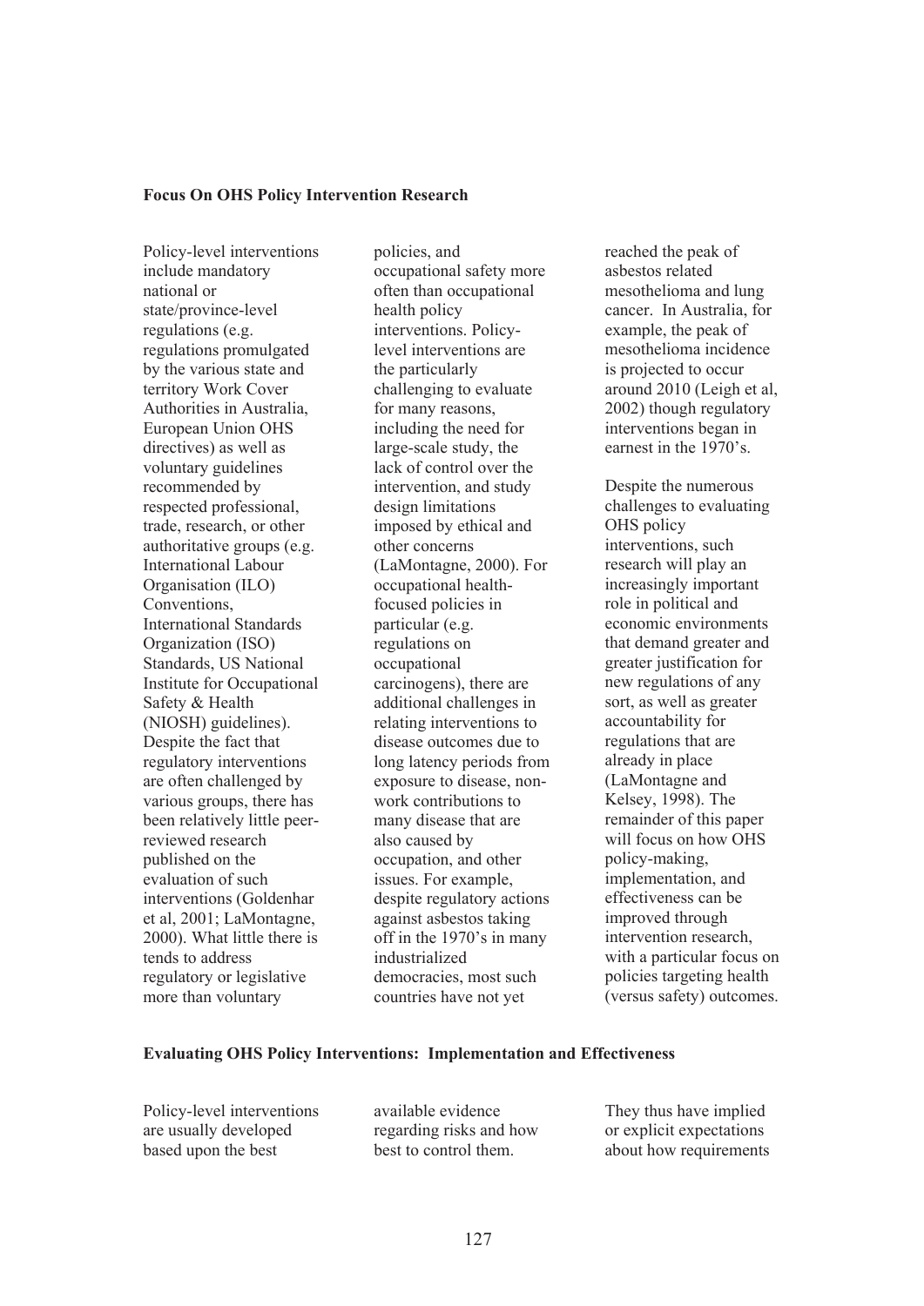**Focus On OHS Policy Intervention Research**

Policy-level interventions include mandatory national or state/province-level regulations (e.g. regulations promulgated by the various state and territory Work Cover Authorities in Australia, European Union OHS directives) as well as voluntary guidelines recommended by respected professional, trade, research, or other authoritative groups (e.g. International Labour Organisation (ILO) Conventions, International Standards Organization (ISO) Standards, US National Institute for Occupational Safety & Health (NIOSH) guidelines). Despite the fact that regulatory interventions are often challenged by various groups, there has been relatively little peer-reviewed research published on the evaluation of such interventions (Goldenhar et al, 2001; LaMontagne, 2000). What little there is tends to address regulatory or legislative more than voluntary policies, and occupational safety more often than occupational health policy interventions. Policy-level interventions are the particularly challenging to evaluate for many reasons, including the need for large-scale study, the lack of control over the intervention, and study design limitations imposed by ethical and other concerns (LaMontagne, 2000). For occupational health-focused policies in particular (e.g. regulations on occupational carcinogens), there are additional challenges in relating interventions to disease outcomes due to long latency periods from exposure to disease, non-work contributions to many disease that are also caused by occupation, and other issues. For example, despite regulatory actions against asbestos taking off in the 1970's in many industrialized democracies, most such countries have not yet reached the peak of asbestos related mesothelioma and lung cancer. In Australia, for example, the peak of mesothelioma incidence is projected to occur around 2010 (Leigh et al, 2002) though regulatory interventions began in earnest in the 1970's.

Despite the numerous challenges to evaluating OHS policy interventions, such research will play an increasingly important role in political and economic environments that demand greater and greater justification for new regulations of any sort, as well as greater accountability for regulations that are already in place (LaMontagne and Kelsey, 1998). The remainder of this paper will focus on how OHS policy-making, implementation, and effectiveness can be improved through intervention research, with a particular focus on policies targeting health (versus safety) outcomes.

**Evaluating OHS Policy Interventions: Implementation and Effectiveness**

Policy-level interventions are usually developed based upon the best available evidence regarding risks and how best to control them. They thus have implied or explicit expectations about how requirements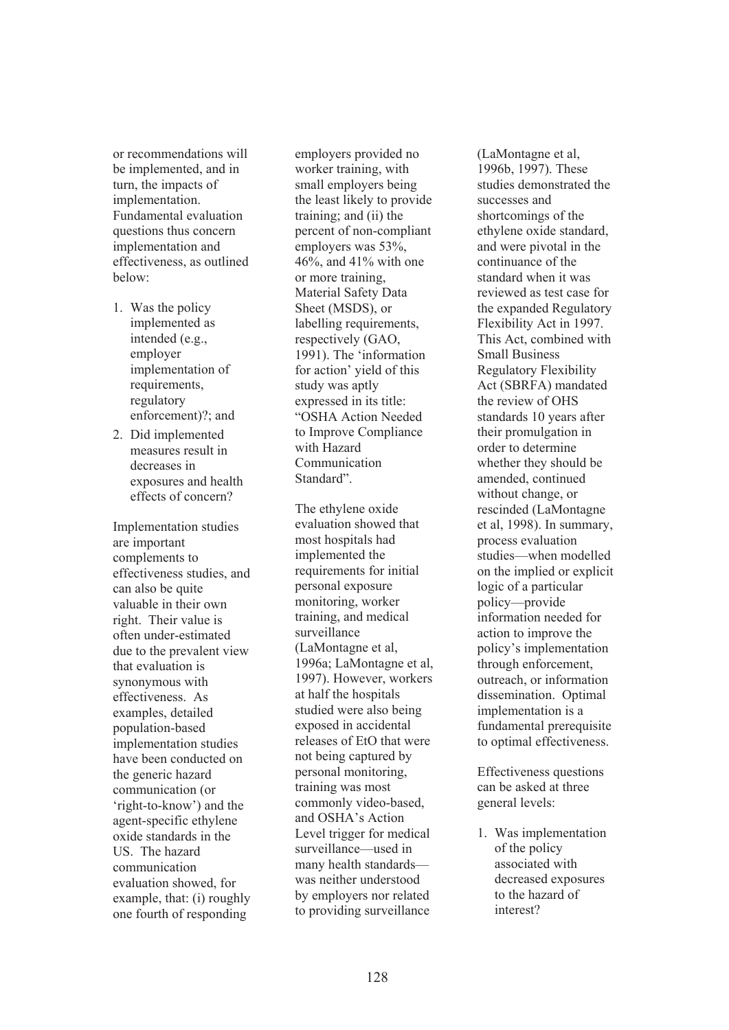or recommendations will be implemented, and in turn, the impacts of implementation. Fundamental evaluation questions thus concern implementation and effectiveness, as outlined below:

1. Was the policy implemented as intended (e.g., employer implementation of requirements, regulatory enforcement)?; and
2. Did implemented measures result in decreases in exposures and health effects of concern?

Implementation studies are important complements to effectiveness studies, and can also be quite valuable in their own right. Their value is often under-estimated due to the prevalent view that evaluation is synonymous with effectiveness. As examples, detailed population-based implementation studies have been conducted on the generic hazard communication (or 'right-to-know') and the agent-specific ethylene oxide standards in the US. The hazard communication evaluation showed, for example, that: (i) roughly one fourth of responding employers provided no worker training, with small employers being the least likely to provide training; and (ii) the percent of non-compliant employers was 53%, 46%, and 41% with one or more training, Material Safety Data Sheet (MSDS), or labelling requirements, respectively (GAO, 1991). The 'information for action' yield of this study was aptly expressed in its title: "OSHA Action Needed to Improve Compliance with Hazard Communication Standard".

The ethylene oxide evaluation showed that most hospitals had implemented the requirements for initial personal exposure monitoring, worker training, and medical surveillance (LaMontagne et al, 1996a; LaMontagne et al, 1997). However, workers at half the hospitals studied were also being exposed in accidental releases of EtO that were not being captured by personal monitoring, training was most commonly video-based, and OSHA's Action Level trigger for medical surveillance—used in many health standards—was neither understood by employers nor related to providing surveillance (LaMontagne et al, 1996b, 1997). These studies demonstrated the successes and shortcomings of the ethylene oxide standard, and were pivotal in the continuance of the standard when it was reviewed as test case for the expanded Regulatory Flexibility Act in 1997. This Act, combined with Small Business Regulatory Flexibility Act (SBRFA) mandated the review of OHS standards 10 years after their promulgation in order to determine whether they should be amended, continued without change, or rescinded (LaMontagne et al, 1998). In summary, process evaluation studies—when modelled on the implied or explicit logic of a particular policy—provide information needed for action to improve the policy's implementation through enforcement, outreach, or information dissemination. Optimal implementation is a fundamental prerequisite to optimal effectiveness.

Effectiveness questions can be asked at three general levels:

1. Was implementation of the policy associated with decreased exposures to the hazard of interest?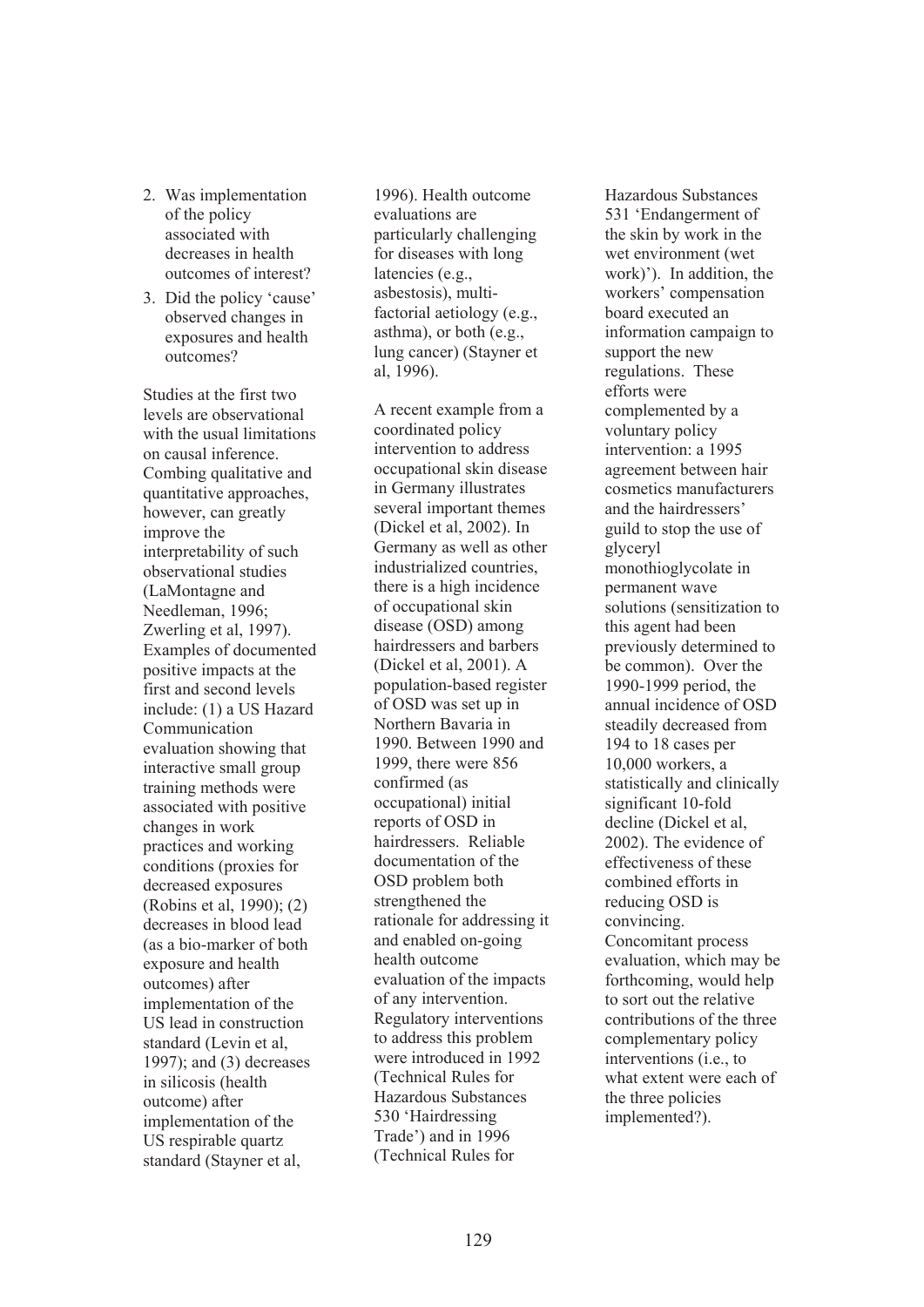2. Was implementation of the policy associated with decreases in health outcomes of interest?
3. Did the policy 'cause' observed changes in exposures and health outcomes?

Studies at the first two levels are observational with the usual limitations on causal inference. Combing qualitative and quantitative approaches, however, can greatly improve the interpretability of such observational studies (LaMontagne and Needleman, 1996; Zwerling et al, 1997). Examples of documented positive impacts at the first and second levels include: (1) a US Hazard Communication evaluation showing that interactive small group training methods were associated with positive changes in work practices and working conditions (proxies for decreased exposures (Robins et al, 1990); (2) decreases in blood lead (as a bio-marker of both exposure and health outcomes) after implementation of the US lead in construction standard (Levin et al, 1997); and (3) decreases in silicosis (health outcome) after implementation of the US respirable quartz standard (Stayner et al, 1996). Health outcome evaluations are particularly challenging for diseases with long latencies (e.g., asbestosis), multi-factorial aetiology (e.g., asthma), or both (e.g., lung cancer) (Stayner et al, 1996).

A recent example from a coordinated policy intervention to address occupational skin disease in Germany illustrates several important themes (Dickel et al, 2002). In Germany as well as other industrialized countries, there is a high incidence of occupational skin disease (OSD) among hairdressers and barbers (Dickel et al, 2001). A population-based register of OSD was set up in Northern Bavaria in 1990. Between 1990 and 1999, there were 856 confirmed (as occupational) initial reports of OSD in hairdressers. Reliable documentation of the OSD problem both strengthened the rationale for addressing it and enabled on-going health outcome evaluation of the impacts of any intervention. Regulatory interventions to address this problem were introduced in 1992 (Technical Rules for Hazardous Substances 530 'Hairdressing Trade') and in 1996 (Technical Rules for Hazardous Substances 531 'Endangerment of the skin by work in the wet environment (wet work)'). In addition, the workers' compensation board executed an information campaign to support the new regulations. These efforts were complemented by a voluntary policy intervention: a 1995 agreement between hair cosmetics manufacturers and the hairdressers' guild to stop the use of glyceryl monothioglycolate in permanent wave solutions (sensitization to this agent had been previously determined to be common). Over the 1990-1999 period, the annual incidence of OSD steadily decreased from 194 to 18 cases per 10,000 workers, a statistically and clinically significant 10-fold decline (Dickel et al, 2002). The evidence of effectiveness of these combined efforts in reducing OSD is convincing. Concomitant process evaluation, which may be forthcoming, would help to sort out the relative contributions of the three complementary policy interventions (i.e., to what extent were each of the three policies implemented?).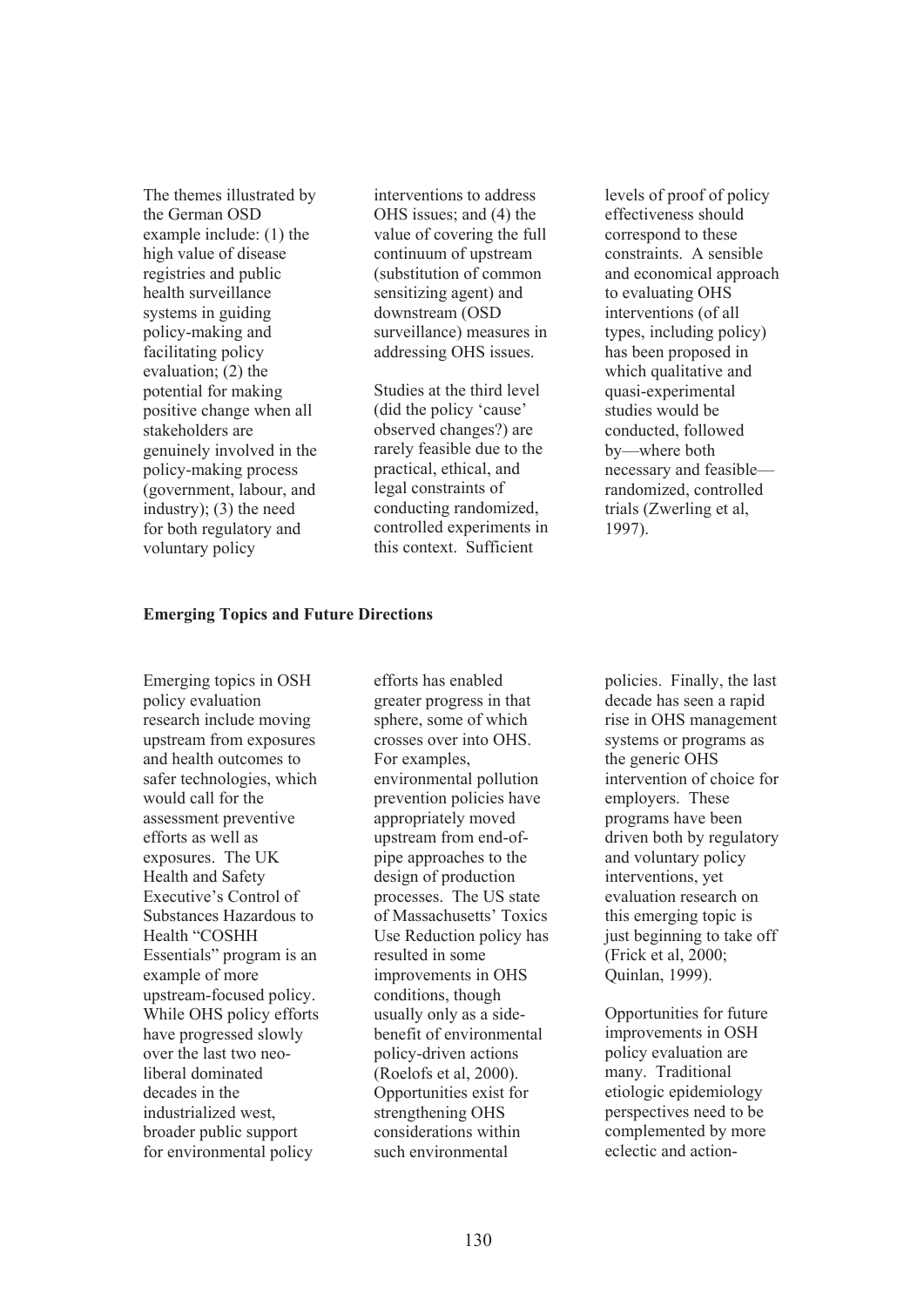The themes illustrated by the German OSD example include: (1) the high value of disease registries and public health surveillance systems in guiding policy-making and facilitating policy evaluation; (2) the potential for making positive change when all stakeholders are genuinely involved in the policy-making process (government, labour, and industry); (3) the need for both regulatory and voluntary policy interventions to address OHS issues; and (4) the value of covering the full continuum of upstream (substitution of common sensitizing agent) and downstream (OSD surveillance) measures in addressing OHS issues.

Studies at the third level (did the policy 'cause' observed changes?) are rarely feasible due to the practical, ethical, and legal constraints of conducting randomized, controlled experiments in this context. Sufficient levels of proof of policy effectiveness should correspond to these constraints. A sensible and economical approach to evaluating OHS interventions (of all types, including policy) has been proposed in which qualitative and quasi-experimental studies would be conducted, followed by—where both necessary and feasible—randomized, controlled trials (Zwerling et al, 1997).

**Emerging Topics and Future Directions**

Emerging topics in OSH policy evaluation research include moving upstream from exposures and health outcomes to safer technologies, which would call for the assessment preventive efforts as well as exposures. The UK Health and Safety Executive's Control of Substances Hazardous to Health "COSHH Essentials" program is an example of more upstream-focused policy. While OHS policy efforts have progressed slowly over the last two neo-liberal dominated decades in the industrialized west, broader public support for environmental policy efforts has enabled greater progress in that sphere, some of which crosses over into OHS. For examples, environmental pollution prevention policies have appropriately moved upstream from end-of-pipe approaches to the design of production processes. The US state of Massachusetts' Toxics Use Reduction policy has resulted in some improvements in OHS conditions, though usually only as a side-benefit of environmental policy-driven actions (Roelofs et al, 2000). Opportunities exist for strengthening OHS considerations within such environmental policies. Finally, the last decade has seen a rapid rise in OHS management systems or programs as the generic OHS intervention of choice for employers. These programs have been driven both by regulatory and voluntary policy interventions, yet evaluation research on this emerging topic is just beginning to take off (Frick et al, 2000; Quinlan, 1999).

Opportunities for future improvements in OSH policy evaluation are many. Traditional etiologic epidemiology perspectives need to be complemented by more eclectic and action-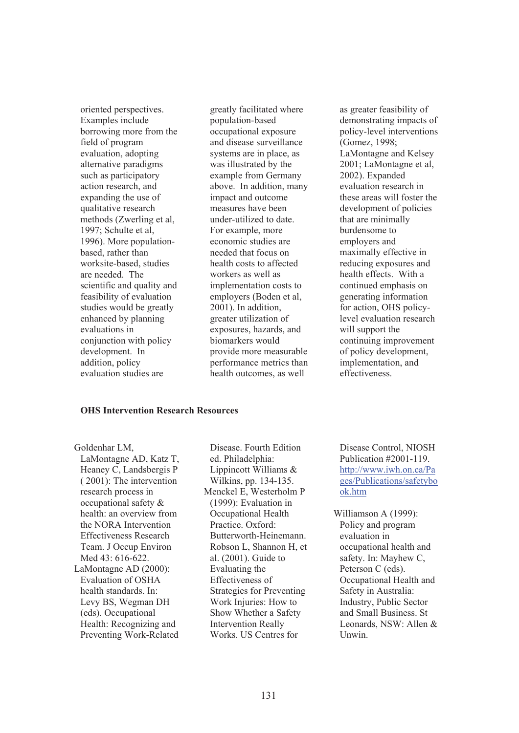oriented perspectives. Examples include borrowing more from the field of program evaluation, adopting alternative paradigms such as participatory action research, and expanding the use of qualitative research methods (Zwerling et al, 1997; Schulte et al, 1996). More population-based, rather than worksite-based, studies are needed. The scientific and quality and feasibility of evaluation studies would be greatly enhanced by planning evaluations in conjunction with policy development. In addition, policy evaluation studies are greatly facilitated where population-based occupational exposure and disease surveillance systems are in place, as was illustrated by the example from Germany above. In addition, many impact and outcome measures have been under-utilized to date. For example, more economic studies are needed that focus on health costs to affected workers as well as implementation costs to employers (Boden et al, 2001). In addition, greater utilization of exposures, hazards, and biomarkers would provide more measurable performance metrics than health outcomes, as well as greater feasibility of demonstrating impacts of policy-level interventions (Gomez, 1998; LaMontagne and Kelsey 2001; LaMontagne et al, 2002). Expanded evaluation research in these areas will foster the development of policies that are minimally burdensome to employers and maximally effective in reducing exposures and health effects. With a continued emphasis on generating information for action, OHS policy-level evaluation research will support the continuing improvement of policy development, implementation, and effectiveness.

**OHS Intervention Research Resources**

Goldenhar LM, LaMontagne AD, Katz T, Heaney C, Landsbergis P ( 2001): The intervention research process in occupational safety & health: an overview from the NORA Intervention Effectiveness Research Team. J Occup Environ Med 43: 616-622.

LaMontagne AD (2000): Evaluation of OSHA health standards. In: Levy BS, Wegman DH (eds). Occupational Health: Recognizing and Preventing Work-Related Disease. Fourth Edition ed. Philadelphia: Lippincott Williams & Wilkins, pp. 134-135.

Menckel E, Westerholm P (1999): Evaluation in Occupational Health Practice. Oxford: Butterworth-Heinemann.

Robson L, Shannon H, et al. (2001). Guide to Evaluating the Effectiveness of Strategies for Preventing Work Injuries: How to Show Whether a Safety Intervention Really Works. US Centres for Disease Control, NIOSH Publication #2001-119. http://www.iwh.on.ca/Pages/Publications/safetybook.htm

Williamson A (1999): Policy and program evaluation in occupational health and safety. In: Mayhew C, Peterson C (eds). Occupational Health and Safety in Australia: Industry, Public Sector and Small Business. St Leonards, NSW: Allen & Unwin.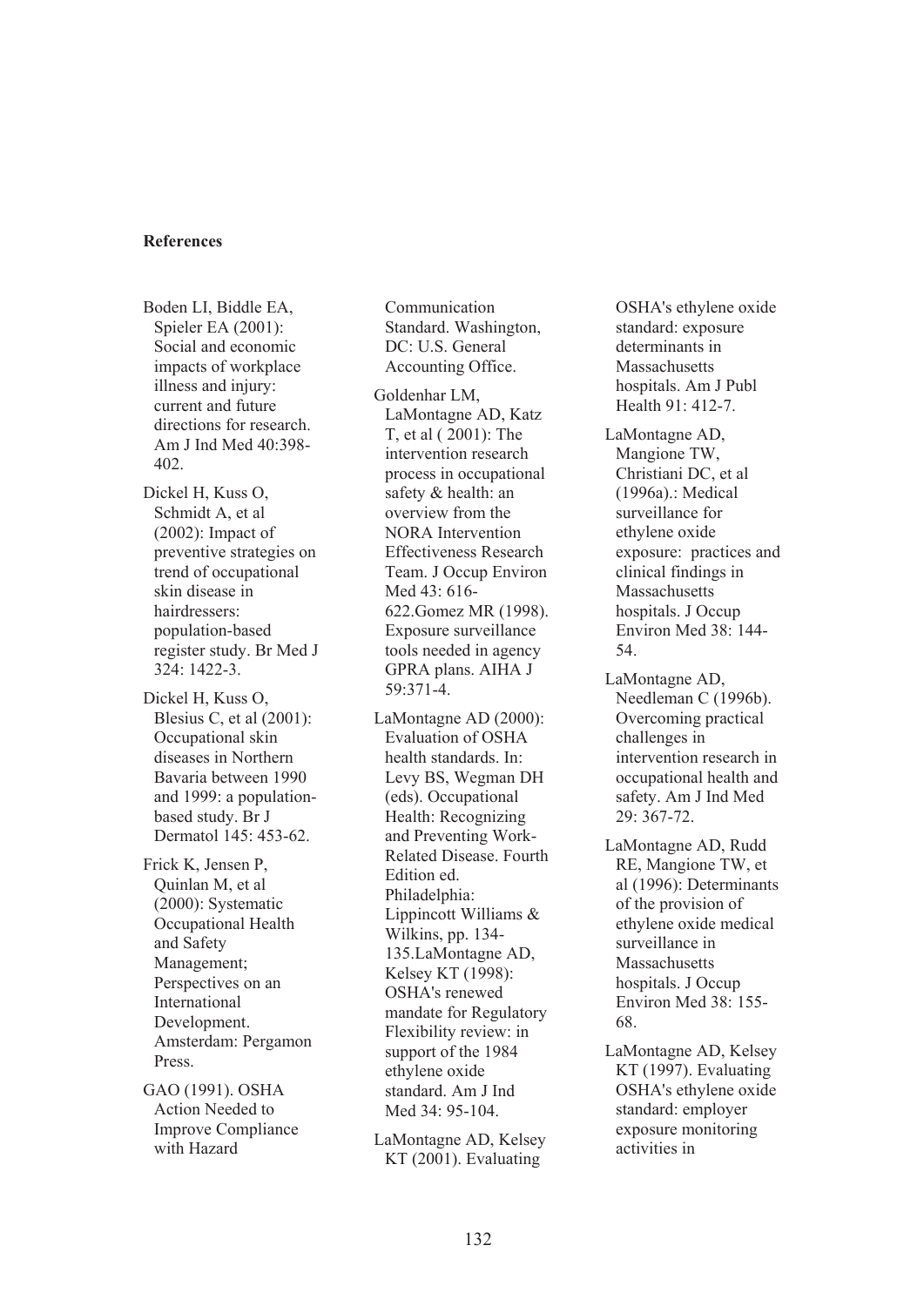**References**

Boden LI, Biddle EA, Spieler EA (2001): Social and economic impacts of workplace illness and injury: current and future directions for research. Am J Ind Med 40:398-402.

Dickel H, Kuss O, Schmidt A, et al (2002): Impact of preventive strategies on trend of occupational skin disease in hairdressers: population-based register study. Br Med J 324: 1422-3.

Dickel H, Kuss O, Blesius C, et al (2001): Occupational skin diseases in Northern Bavaria between 1990 and 1999: a population-based study. Br J Dermatol 145: 453-62.

Frick K, Jensen P, Quinlan M, et al (2000): Systematic Occupational Health and Safety Management; Perspectives on an International Development. Amsterdam: Pergamon Press.

GAO (1991). OSHA Action Needed to Improve Compliance with Hazard Communication Standard. Washington, DC: U.S. General Accounting Office.

Goldenhar LM, LaMontagne AD, Katz T, et al ( 2001): The intervention research process in occupational safety & health: an overview from the NORA Intervention Effectiveness Research Team. J Occup Environ Med 43: 616-622.Gomez MR (1998). Exposure surveillance tools needed in agency GPRA plans. AIHA J 59:371-4.

LaMontagne AD (2000): Evaluation of OSHA health standards. In: Levy BS, Wegman DH (eds). Occupational Health: Recognizing and Preventing Work-Related Disease. Fourth Edition ed. Philadelphia: Lippincott Williams & Wilkins, pp. 134-135.LaMontagne AD, Kelsey KT (1998): OSHA's renewed mandate for Regulatory Flexibility review: in support of the 1984 ethylene oxide standard. Am J Ind Med 34: 95-104.

LaMontagne AD, Kelsey KT (2001). Evaluating OSHA's ethylene oxide standard: exposure determinants in Massachusetts hospitals. Am J Publ Health 91: 412-7.

LaMontagne AD, Mangione TW, Christiani DC, et al (1996a).: Medical surveillance for ethylene oxide exposure: practices and clinical findings in Massachusetts hospitals. J Occup Environ Med 38: 144-54.

LaMontagne AD, Needleman C (1996b). Overcoming practical challenges in intervention research in occupational health and safety. Am J Ind Med 29: 367-72.

LaMontagne AD, Rudd RE, Mangione TW, et al (1996): Determinants of the provision of ethylene oxide medical surveillance in Massachusetts hospitals. J Occup Environ Med 38: 155-68.

LaMontagne AD, Kelsey KT (1997). Evaluating OSHA's ethylene oxide standard: employer exposure monitoring activities in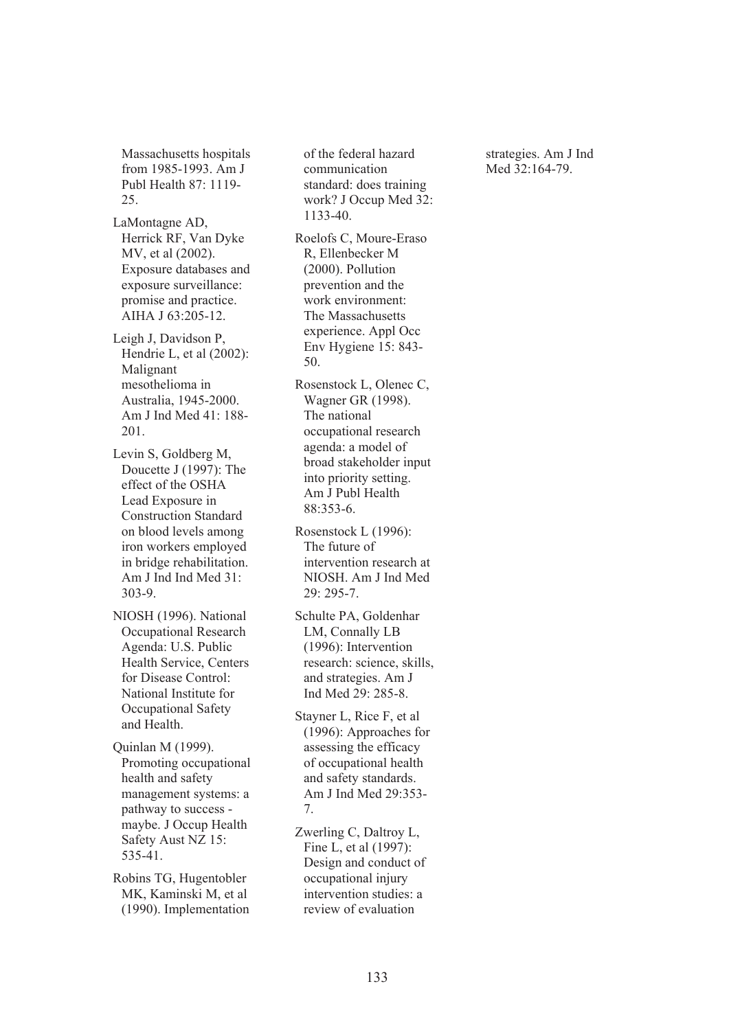Massachusetts hospitals from 1985-1993. Am J Publ Health 87: 1119-25.

LaMontagne AD, Herrick RF, Van Dyke MV, et al (2002). Exposure databases and exposure surveillance: promise and practice. AIHA J 63:205-12.

Leigh J, Davidson P, Hendrie L, et al (2002): Malignant mesothelioma in Australia, 1945-2000. Am J Ind Med 41: 188-201.

Levin S, Goldberg M, Doucette J (1997): The effect of the OSHA Lead Exposure in Construction Standard on blood levels among iron workers employed in bridge rehabilitation. Am J Ind Ind Med 31: 303-9.

NIOSH (1996). National Occupational Research Agenda: U.S. Public Health Service, Centers for Disease Control: National Institute for Occupational Safety and Health.

Quinlan M (1999). Promoting occupational health and safety management systems: a pathway to success - maybe. J Occup Health Safety Aust NZ 15: 535-41.

Robins TG, Hugentobler MK, Kaminski M, et al (1990). Implementation of the federal hazard communication standard: does training work? J Occup Med 32: 1133-40.

Roelofs C, Moure-Eraso R, Ellenbecker M (2000). Pollution prevention and the work environment: The Massachusetts experience. Appl Occ Env Hygiene 15: 843-50.

Rosenstock L, Olenec C, Wagner GR (1998). The national occupational research agenda: a model of broad stakeholder input into priority setting. Am J Publ Health 88:353-6.

Rosenstock L (1996): The future of intervention research at NIOSH. Am J Ind Med 29: 295-7.

Schulte PA, Goldenhar LM, Connally LB (1996): Intervention research: science, skills, and strategies. Am J Ind Med 29: 285-8.

Stayner L, Rice F, et al (1996): Approaches for assessing the efficacy of occupational health and safety standards. Am J Ind Med 29:353-7.

Zwerling C, Daltroy L, Fine L, et al (1997): Design and conduct of occupational injury intervention studies: a review of evaluation strategies. Am J Ind Med 32:164-79.